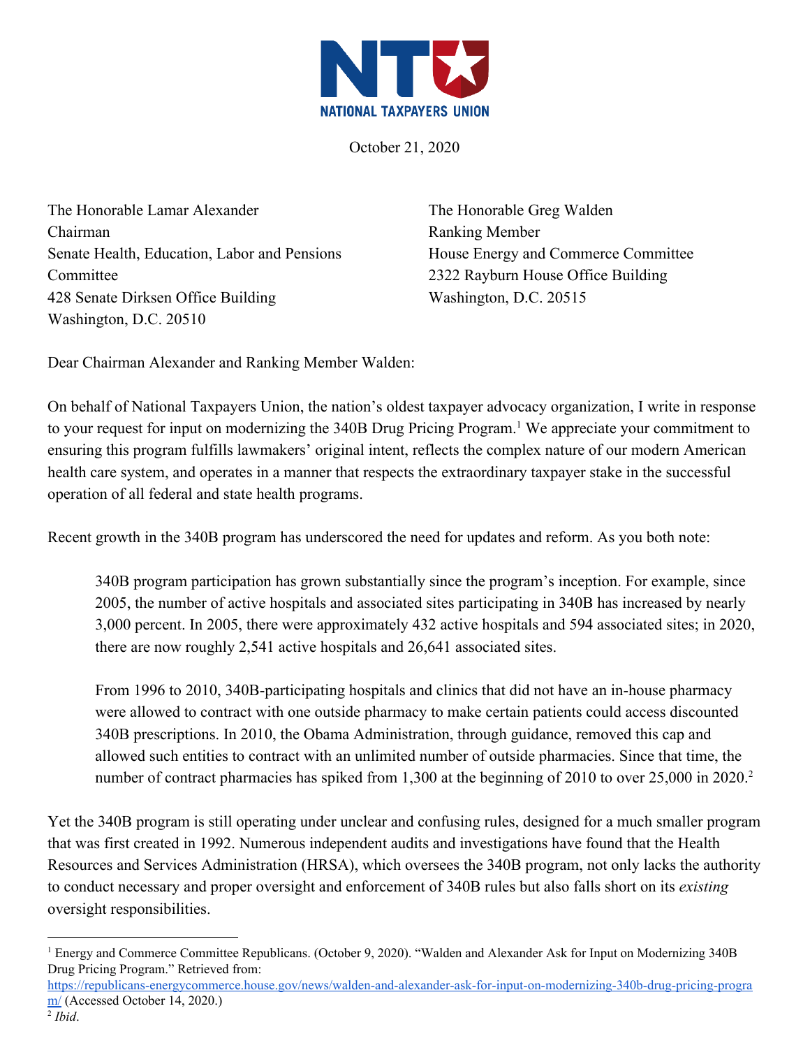NATIONAL TAXPAYERS UNION

October 21, 2020

The Honorable Lamar Alexander
Chairman
Senate Health, Education, Labor and Pensions Committee
428 Senate Dirksen Office Building
Washington, D.C. 20510

The Honorable Greg Walden
Ranking Member
House Energy and Commerce Committee
2322 Rayburn House Office Building
Washington, D.C. 20515

Dear Chairman Alexander and Ranking Member Walden:

On behalf of National Taxpayers Union, the nation's oldest taxpayer advocacy organization, I write in response to your request for input on modernizing the 340B Drug Pricing Program.[1] We appreciate your commitment to ensuring this program fulfills lawmakers' original intent, reflects the complex nature of our modern American health care system, and operates in a manner that respects the extraordinary taxpayer stake in the successful operation of all federal and state health programs.

Recent growth in the 340B program has underscored the need for updates and reform. As you both note:

> 340B program participation has grown substantially since the program's inception. For example, since 2005, the number of active hospitals and associated sites participating in 340B has increased by nearly 3,000 percent. In 2005, there were approximately 432 active hospitals and 594 associated sites; in 2020, there are now roughly 2,541 active hospitals and 26,641 associated sites.
>
> From 1996 to 2010, 340B-participating hospitals and clinics that did not have an in-house pharmacy were allowed to contract with one outside pharmacy to make certain patients could access discounted 340B prescriptions. In 2010, the Obama Administration, through guidance, removed this cap and allowed such entities to contract with an unlimited number of outside pharmacies. Since that time, the number of contract pharmacies has spiked from 1,300 at the beginning of 2010 to over 25,000 in 2020.[2]

Yet the 340B program is still operating under unclear and confusing rules, designed for a much smaller program that was first created in 1992. Numerous independent audits and investigations have found that the Health Resources and Services Administration (HRSA), which oversees the 340B program, not only lacks the authority to conduct necessary and proper oversight and enforcement of 340B rules but also falls short on its *existing* oversight responsibilities.

---

[1] Energy and Commerce Committee Republicans. (October 9, 2020). "Walden and Alexander Ask for Input on Modernizing 340B Drug Pricing Program." Retrieved from: https://republicans-energycommerce.house.gov/news/walden-and-alexander-ask-for-input-on-modernizing-340b-drug-pricing-program/ (Accessed October 14, 2020.)

[2] *Ibid*.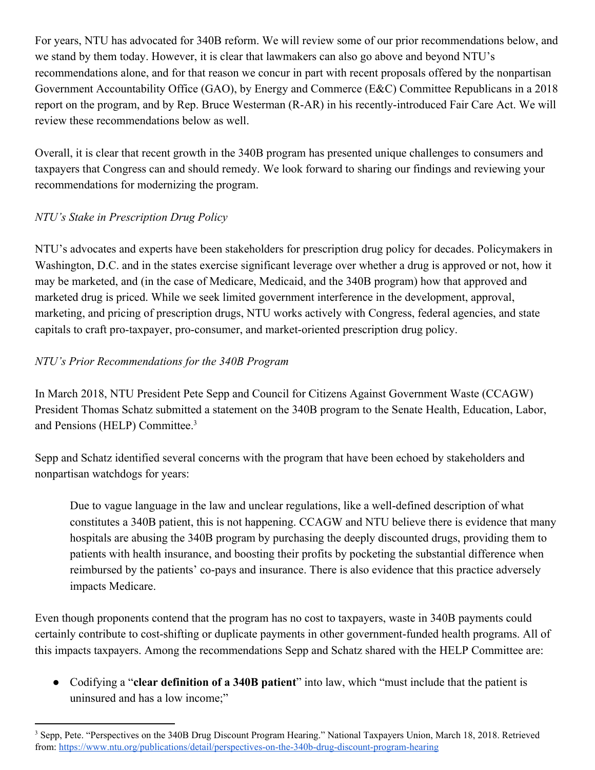For years, NTU has advocated for 340B reform. We will review some of our prior recommendations below, and we stand by them today. However, it is clear that lawmakers can also go above and beyond NTU's recommendations alone, and for that reason we concur in part with recent proposals offered by the nonpartisan Government Accountability Office (GAO), by Energy and Commerce (E&C) Committee Republicans in a 2018 report on the program, and by Rep. Bruce Westerman (R-AR) in his recently-introduced Fair Care Act. We will review these recommendations below as well.

Overall, it is clear that recent growth in the 340B program has presented unique challenges to consumers and taxpayers that Congress can and should remedy. We look forward to sharing our findings and reviewing your recommendations for modernizing the program.

*NTU's Stake in Prescription Drug Policy*

NTU's advocates and experts have been stakeholders for prescription drug policy for decades. Policymakers in Washington, D.C. and in the states exercise significant leverage over whether a drug is approved or not, how it may be marketed, and (in the case of Medicare, Medicaid, and the 340B program) how that approved and marketed drug is priced. While we seek limited government interference in the development, approval, marketing, and pricing of prescription drugs, NTU works actively with Congress, federal agencies, and state capitals to craft pro-taxpayer, pro-consumer, and market-oriented prescription drug policy.

*NTU's Prior Recommendations for the 340B Program*

In March 2018, NTU President Pete Sepp and Council for Citizens Against Government Waste (CCAGW) President Thomas Schatz submitted a statement on the 340B program to the Senate Health, Education, Labor, and Pensions (HELP) Committee.[3]

Sepp and Schatz identified several concerns with the program that have been echoed by stakeholders and nonpartisan watchdogs for years:

> Due to vague language in the law and unclear regulations, like a well-defined description of what constitutes a 340B patient, this is not happening. CCAGW and NTU believe there is evidence that many hospitals are abusing the 340B program by purchasing the deeply discounted drugs, providing them to patients with health insurance, and boosting their profits by pocketing the substantial difference when reimbursed by the patients' co-pays and insurance. There is also evidence that this practice adversely impacts Medicare.

Even though proponents contend that the program has no cost to taxpayers, waste in 340B payments could certainly contribute to cost-shifting or duplicate payments in other government-funded health programs. All of this impacts taxpayers. Among the recommendations Sepp and Schatz shared with the HELP Committee are:

- Codifying a "**clear definition of a 340B patient**" into law, which "must include that the patient is uninsured and has a low income;"

---

[3] Sepp, Pete. "Perspectives on the 340B Drug Discount Program Hearing." National Taxpayers Union, March 18, 2018. Retrieved from: https://www.ntu.org/publications/detail/perspectives-on-the-340b-drug-discount-program-hearing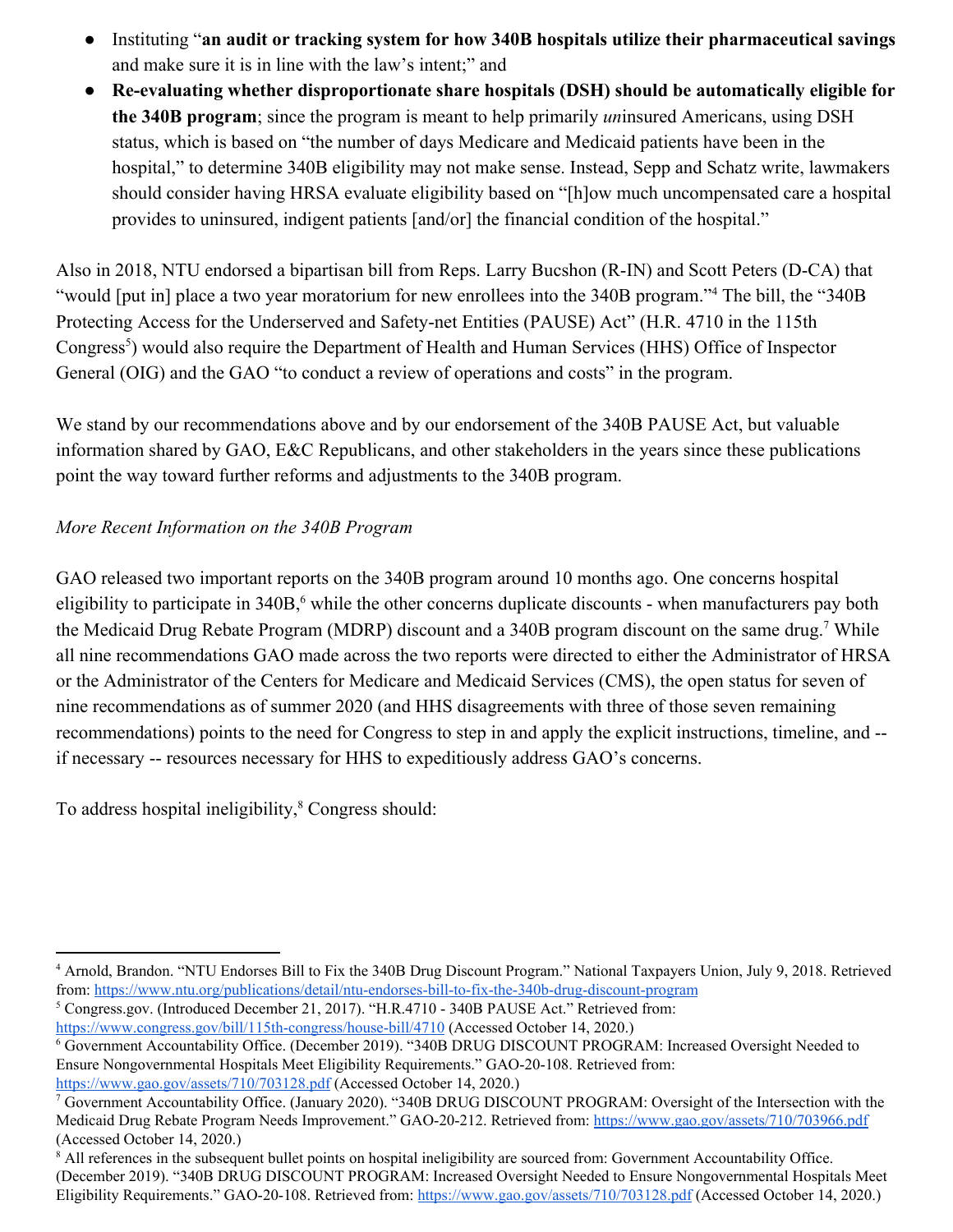- Instituting "**an audit or tracking system for how 340B hospitals utilize their pharmaceutical savings** and make sure it is in line with the law's intent;" and
- **Re-evaluating whether disproportionate share hospitals (DSH) should be automatically eligible for the 340B program**; since the program is meant to help primarily *un*insured Americans, using DSH status, which is based on "the number of days Medicare and Medicaid patients have been in the hospital," to determine 340B eligibility may not make sense. Instead, Sepp and Schatz write, lawmakers should consider having HRSA evaluate eligibility based on "[h]ow much uncompensated care a hospital provides to uninsured, indigent patients [and/or] the financial condition of the hospital."

Also in 2018, NTU endorsed a bipartisan bill from Reps. Larry Bucshon (R-IN) and Scott Peters (D-CA) that "would [put in] place a two year moratorium for new enrollees into the 340B program."[4] The bill, the "340B Protecting Access for the Underserved and Safety-net Entities (PAUSE) Act" (H.R. 4710 in the 115th Congress[5]) would also require the Department of Health and Human Services (HHS) Office of Inspector General (OIG) and the GAO "to conduct a review of operations and costs" in the program.

We stand by our recommendations above and by our endorsement of the 340B PAUSE Act, but valuable information shared by GAO, E&C Republicans, and other stakeholders in the years since these publications point the way toward further reforms and adjustments to the 340B program.

*More Recent Information on the 340B Program*

GAO released two important reports on the 340B program around 10 months ago. One concerns hospital eligibility to participate in 340B,[6] while the other concerns duplicate discounts - when manufacturers pay both the Medicaid Drug Rebate Program (MDRP) discount and a 340B program discount on the same drug.[7] While all nine recommendations GAO made across the two reports were directed to either the Administrator of HRSA or the Administrator of the Centers for Medicare and Medicaid Services (CMS), the open status for seven of nine recommendations as of summer 2020 (and HHS disagreements with three of those seven remaining recommendations) points to the need for Congress to step in and apply the explicit instructions, timeline, and -- if necessary -- resources necessary for HHS to expeditiously address GAO's concerns.

To address hospital ineligibility,[8] Congress should:

---

[4] Arnold, Brandon. "NTU Endorses Bill to Fix the 340B Drug Discount Program." National Taxpayers Union, July 9, 2018. Retrieved from: https://www.ntu.org/publications/detail/ntu-endorses-bill-to-fix-the-340b-drug-discount-program

[5] Congress.gov. (Introduced December 21, 2017). "H.R.4710 - 340B PAUSE Act." Retrieved from: https://www.congress.gov/bill/115th-congress/house-bill/4710 (Accessed October 14, 2020.)

[6] Government Accountability Office. (December 2019). "340B DRUG DISCOUNT PROGRAM: Increased Oversight Needed to Ensure Nongovernmental Hospitals Meet Eligibility Requirements." GAO-20-108. Retrieved from: https://www.gao.gov/assets/710/703128.pdf (Accessed October 14, 2020.)

[7] Government Accountability Office. (January 2020). "340B DRUG DISCOUNT PROGRAM: Oversight of the Intersection with the Medicaid Drug Rebate Program Needs Improvement." GAO-20-212. Retrieved from: https://www.gao.gov/assets/710/703966.pdf (Accessed October 14, 2020.)

[8] All references in the subsequent bullet points on hospital ineligibility are sourced from: Government Accountability Office. (December 2019). "340B DRUG DISCOUNT PROGRAM: Increased Oversight Needed to Ensure Nongovernmental Hospitals Meet Eligibility Requirements." GAO-20-108. Retrieved from: https://www.gao.gov/assets/710/703128.pdf (Accessed October 14, 2020.)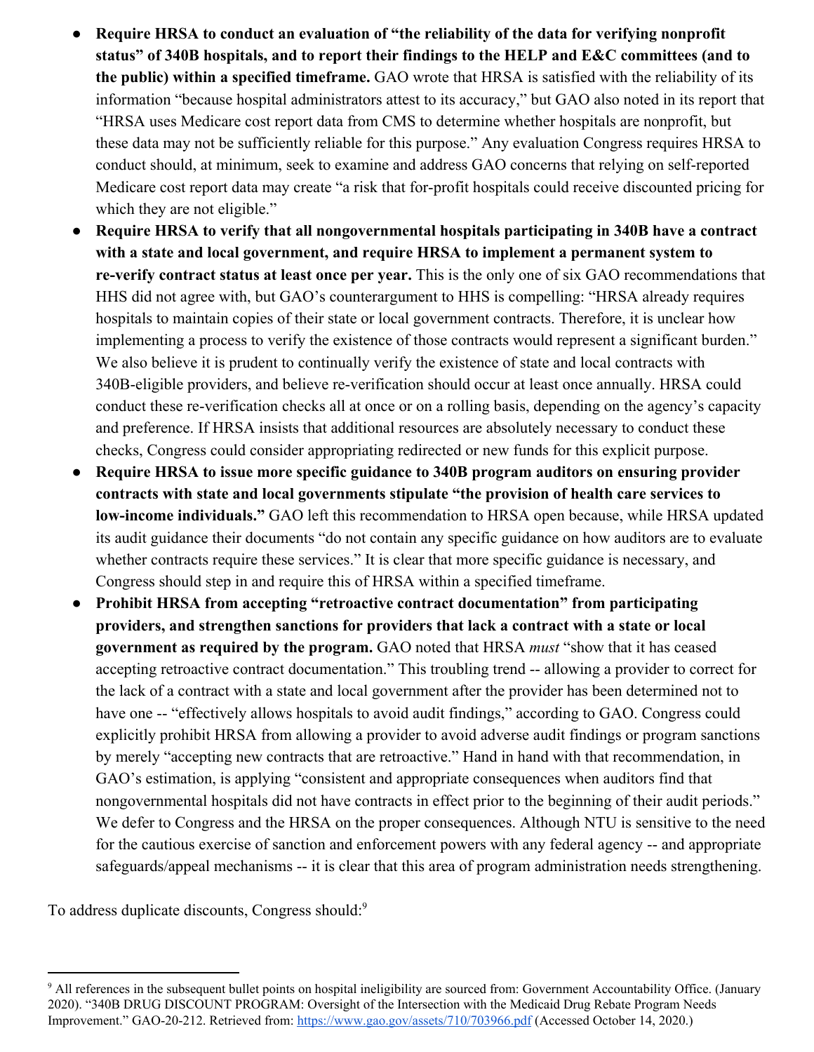- **Require HRSA to conduct an evaluation of "the reliability of the data for verifying nonprofit status" of 340B hospitals, and to report their findings to the HELP and E&C committees (and to the public) within a specified timeframe.** GAO wrote that HRSA is satisfied with the reliability of its information "because hospital administrators attest to its accuracy," but GAO also noted in its report that "HRSA uses Medicare cost report data from CMS to determine whether hospitals are nonprofit, but these data may not be sufficiently reliable for this purpose." Any evaluation Congress requires HRSA to conduct should, at minimum, seek to examine and address GAO concerns that relying on self-reported Medicare cost report data may create "a risk that for-profit hospitals could receive discounted pricing for which they are not eligible."
- **Require HRSA to verify that all nongovernmental hospitals participating in 340B have a contract with a state and local government, and require HRSA to implement a permanent system to re-verify contract status at least once per year.** This is the only one of six GAO recommendations that HHS did not agree with, but GAO's counterargument to HHS is compelling: "HRSA already requires hospitals to maintain copies of their state or local government contracts. Therefore, it is unclear how implementing a process to verify the existence of those contracts would represent a significant burden." We also believe it is prudent to continually verify the existence of state and local contracts with 340B-eligible providers, and believe re-verification should occur at least once annually. HRSA could conduct these re-verification checks all at once or on a rolling basis, depending on the agency's capacity and preference. If HRSA insists that additional resources are absolutely necessary to conduct these checks, Congress could consider appropriating redirected or new funds for this explicit purpose.
- **Require HRSA to issue more specific guidance to 340B program auditors on ensuring provider contracts with state and local governments stipulate "the provision of health care services to low-income individuals."** GAO left this recommendation to HRSA open because, while HRSA updated its audit guidance their documents "do not contain any specific guidance on how auditors are to evaluate whether contracts require these services." It is clear that more specific guidance is necessary, and Congress should step in and require this of HRSA within a specified timeframe.
- **Prohibit HRSA from accepting "retroactive contract documentation" from participating providers, and strengthen sanctions for providers that lack a contract with a state or local government as required by the program.** GAO noted that HRSA *must* "show that it has ceased accepting retroactive contract documentation." This troubling trend -- allowing a provider to correct for the lack of a contract with a state and local government after the provider has been determined not to have one -- "effectively allows hospitals to avoid audit findings," according to GAO. Congress could explicitly prohibit HRSA from allowing a provider to avoid adverse audit findings or program sanctions by merely "accepting new contracts that are retroactive." Hand in hand with that recommendation, in GAO's estimation, is applying "consistent and appropriate consequences when auditors find that nongovernmental hospitals did not have contracts in effect prior to the beginning of their audit periods." We defer to Congress and the HRSA on the proper consequences. Although NTU is sensitive to the need for the cautious exercise of sanction and enforcement powers with any federal agency -- and appropriate safeguards/appeal mechanisms -- it is clear that this area of program administration needs strengthening.

To address duplicate discounts, Congress should:[9]

---

[9] All references in the subsequent bullet points on hospital ineligibility are sourced from: Government Accountability Office. (January 2020). "340B DRUG DISCOUNT PROGRAM: Oversight of the Intersection with the Medicaid Drug Rebate Program Needs Improvement." GAO-20-212. Retrieved from: https://www.gao.gov/assets/710/703966.pdf (Accessed October 14, 2020.)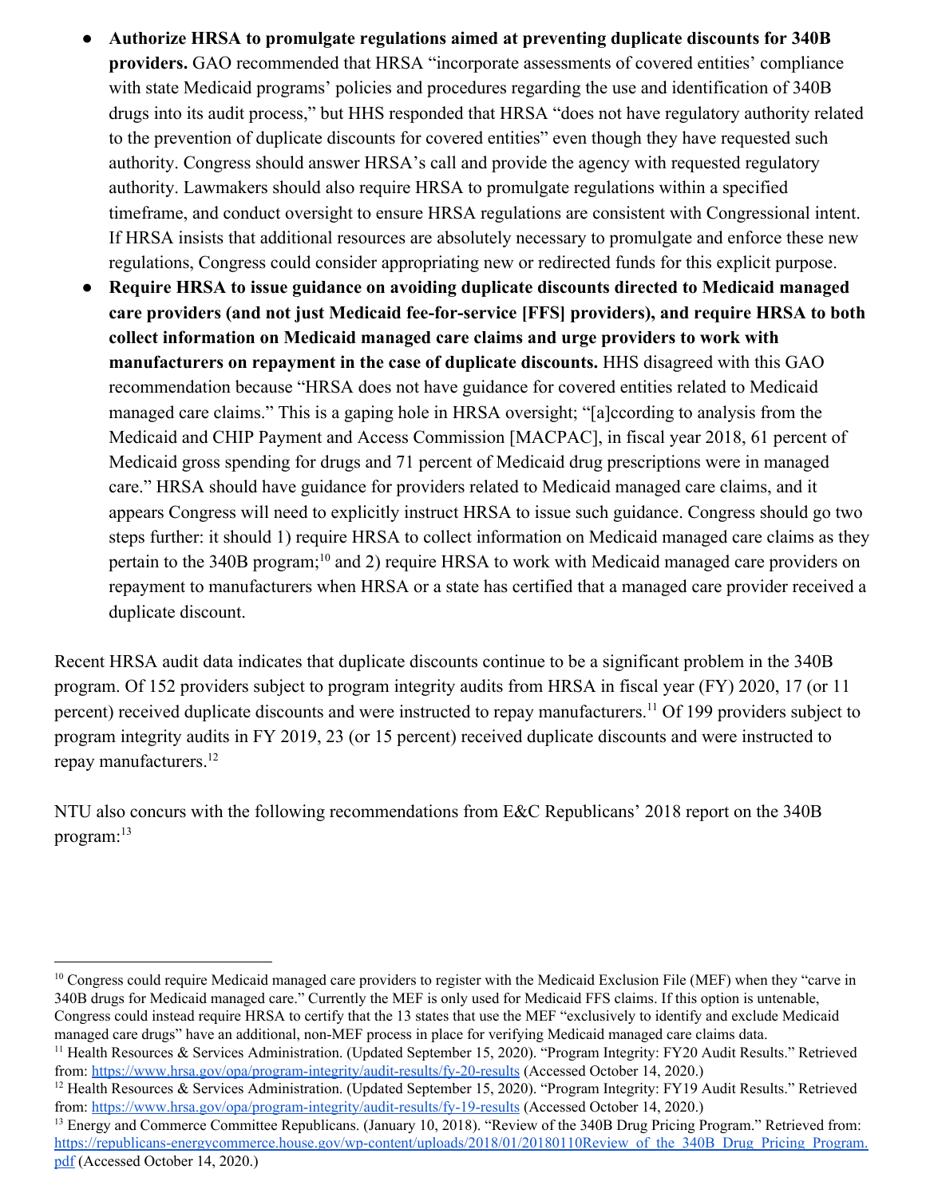- **Authorize HRSA to promulgate regulations aimed at preventing duplicate discounts for 340B providers.** GAO recommended that HRSA "incorporate assessments of covered entities' compliance with state Medicaid programs' policies and procedures regarding the use and identification of 340B drugs into its audit process," but HHS responded that HRSA "does not have regulatory authority related to the prevention of duplicate discounts for covered entities" even though they have requested such authority. Congress should answer HRSA's call and provide the agency with requested regulatory authority. Lawmakers should also require HRSA to promulgate regulations within a specified timeframe, and conduct oversight to ensure HRSA regulations are consistent with Congressional intent. If HRSA insists that additional resources are absolutely necessary to promulgate and enforce these new regulations, Congress could consider appropriating new or redirected funds for this explicit purpose.
- **Require HRSA to issue guidance on avoiding duplicate discounts directed to Medicaid managed care providers (and not just Medicaid fee-for-service [FFS] providers), and require HRSA to both collect information on Medicaid managed care claims and urge providers to work with manufacturers on repayment in the case of duplicate discounts.** HHS disagreed with this GAO recommendation because "HRSA does not have guidance for covered entities related to Medicaid managed care claims." This is a gaping hole in HRSA oversight; "[a]ccording to analysis from the Medicaid and CHIP Payment and Access Commission [MACPAC], in fiscal year 2018, 61 percent of Medicaid gross spending for drugs and 71 percent of Medicaid drug prescriptions were in managed care." HRSA should have guidance for providers related to Medicaid managed care claims, and it appears Congress will need to explicitly instruct HRSA to issue such guidance. Congress should go two steps further: it should 1) require HRSA to collect information on Medicaid managed care claims as they pertain to the 340B program;[10] and 2) require HRSA to work with Medicaid managed care providers on repayment to manufacturers when HRSA or a state has certified that a managed care provider received a duplicate discount.

Recent HRSA audit data indicates that duplicate discounts continue to be a significant problem in the 340B program. Of 152 providers subject to program integrity audits from HRSA in fiscal year (FY) 2020, 17 (or 11 percent) received duplicate discounts and were instructed to repay manufacturers.[11] Of 199 providers subject to program integrity audits in FY 2019, 23 (or 15 percent) received duplicate discounts and were instructed to repay manufacturers.[12]

NTU also concurs with the following recommendations from E&C Republicans' 2018 report on the 340B program:[13]

---

[10] Congress could require Medicaid managed care providers to register with the Medicaid Exclusion File (MEF) when they "carve in 340B drugs for Medicaid managed care." Currently the MEF is only used for Medicaid FFS claims. If this option is untenable, Congress could instead require HRSA to certify that the 13 states that use the MEF "exclusively to identify and exclude Medicaid managed care drugs" have an additional, non-MEF process in place for verifying Medicaid managed care claims data.

[11] Health Resources & Services Administration. (Updated September 15, 2020). "Program Integrity: FY20 Audit Results." Retrieved from: https://www.hrsa.gov/opa/program-integrity/audit-results/fy-20-results (Accessed October 14, 2020.)

[12] Health Resources & Services Administration. (Updated September 15, 2020). "Program Integrity: FY19 Audit Results." Retrieved from: https://www.hrsa.gov/opa/program-integrity/audit-results/fy-19-results (Accessed October 14, 2020.)

[13] Energy and Commerce Committee Republicans. (January 10, 2018). "Review of the 340B Drug Pricing Program." Retrieved from: https://republicans-energycommerce.house.gov/wp-content/uploads/2018/01/20180110Review_of_the_340B_Drug_Pricing_Program.pdf (Accessed October 14, 2020.)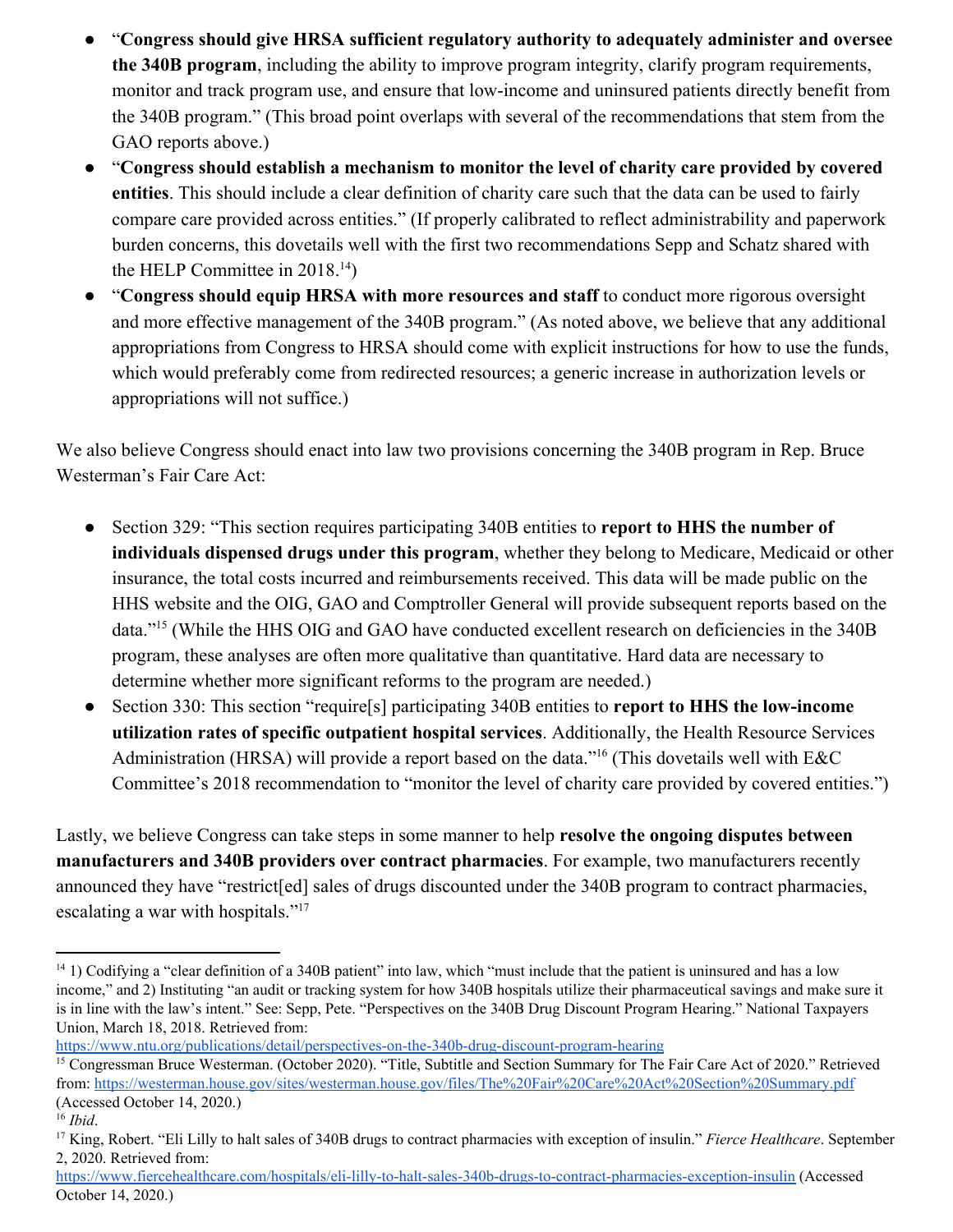- "**Congress should give HRSA sufficient regulatory authority to adequately administer and oversee the 340B program**, including the ability to improve program integrity, clarify program requirements, monitor and track program use, and ensure that low-income and uninsured patients directly benefit from the 340B program." (This broad point overlaps with several of the recommendations that stem from the GAO reports above.)
- "**Congress should establish a mechanism to monitor the level of charity care provided by covered entities**. This should include a clear definition of charity care such that the data can be used to fairly compare care provided across entities." (If properly calibrated to reflect administrability and paperwork burden concerns, this dovetails well with the first two recommendations Sepp and Schatz shared with the HELP Committee in 2018.[14])
- "**Congress should equip HRSA with more resources and staff** to conduct more rigorous oversight and more effective management of the 340B program." (As noted above, we believe that any additional appropriations from Congress to HRSA should come with explicit instructions for how to use the funds, which would preferably come from redirected resources; a generic increase in authorization levels or appropriations will not suffice.)

We also believe Congress should enact into law two provisions concerning the 340B program in Rep. Bruce Westerman's Fair Care Act:

- Section 329: "This section requires participating 340B entities to **report to HHS the number of individuals dispensed drugs under this program**, whether they belong to Medicare, Medicaid or other insurance, the total costs incurred and reimbursements received. This data will be made public on the HHS website and the OIG, GAO and Comptroller General will provide subsequent reports based on the data."[15] (While the HHS OIG and GAO have conducted excellent research on deficiencies in the 340B program, these analyses are often more qualitative than quantitative. Hard data are necessary to determine whether more significant reforms to the program are needed.)
- Section 330: This section "require[s] participating 340B entities to **report to HHS the low-income utilization rates of specific outpatient hospital services**. Additionally, the Health Resource Services Administration (HRSA) will provide a report based on the data."[16] (This dovetails well with E&C Committee's 2018 recommendation to "monitor the level of charity care provided by covered entities.")

Lastly, we believe Congress can take steps in some manner to help **resolve the ongoing disputes between manufacturers and 340B providers over contract pharmacies**. For example, two manufacturers recently announced they have "restrict[ed] sales of drugs discounted under the 340B program to contract pharmacies, escalating a war with hospitals."[17]

---

[14] 1) Codifying a "clear definition of a 340B patient" into law, which "must include that the patient is uninsured and has a low income," and 2) Instituting "an audit or tracking system for how 340B hospitals utilize their pharmaceutical savings and make sure it is in line with the law's intent." See: Sepp, Pete. "Perspectives on the 340B Drug Discount Program Hearing." National Taxpayers Union, March 18, 2018. Retrieved from: https://www.ntu.org/publications/detail/perspectives-on-the-340b-drug-discount-program-hearing

[15] Congressman Bruce Westerman. (October 2020). "Title, Subtitle and Section Summary for The Fair Care Act of 2020." Retrieved from: https://westerman.house.gov/sites/westerman.house.gov/files/The%20Fair%20Care%20Act%20Section%20Summary.pdf (Accessed October 14, 2020.)

[16] *Ibid*.

[17] King, Robert. "Eli Lilly to halt sales of 340B drugs to contract pharmacies with exception of insulin." *Fierce Healthcare*. September 2, 2020. Retrieved from: https://www.fiercehealthcare.com/hospitals/eli-lilly-to-halt-sales-340b-drugs-to-contract-pharmacies-exception-insulin (Accessed October 14, 2020.)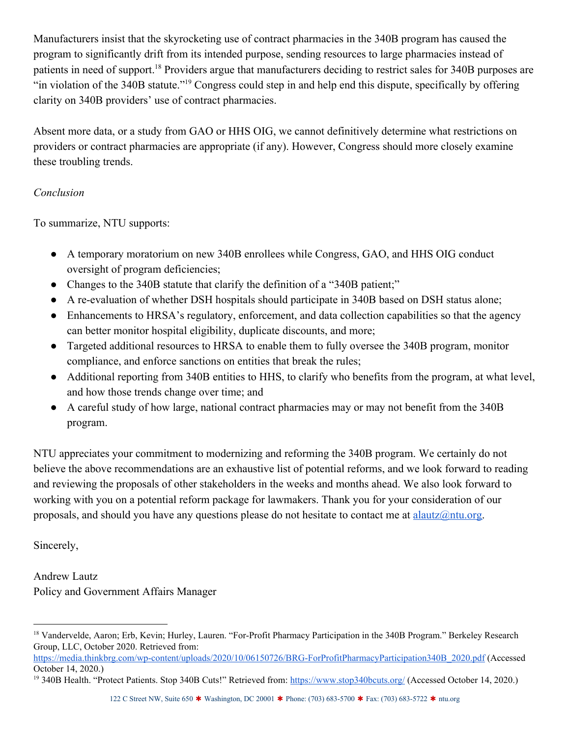Manufacturers insist that the skyrocketing use of contract pharmacies in the 340B program has caused the program to significantly drift from its intended purpose, sending resources to large pharmacies instead of patients in need of support.[18] Providers argue that manufacturers deciding to restrict sales for 340B purposes are "in violation of the 340B statute."[19] Congress could step in and help end this dispute, specifically by offering clarity on 340B providers' use of contract pharmacies.

Absent more data, or a study from GAO or HHS OIG, we cannot definitively determine what restrictions on providers or contract pharmacies are appropriate (if any). However, Congress should more closely examine these troubling trends.

*Conclusion*

To summarize, NTU supports:

- A temporary moratorium on new 340B enrollees while Congress, GAO, and HHS OIG conduct oversight of program deficiencies;
- Changes to the 340B statute that clarify the definition of a "340B patient;"
- A re-evaluation of whether DSH hospitals should participate in 340B based on DSH status alone;
- Enhancements to HRSA's regulatory, enforcement, and data collection capabilities so that the agency can better monitor hospital eligibility, duplicate discounts, and more;
- Targeted additional resources to HRSA to enable them to fully oversee the 340B program, monitor compliance, and enforce sanctions on entities that break the rules;
- Additional reporting from 340B entities to HHS, to clarify who benefits from the program, at what level, and how those trends change over time; and
- A careful study of how large, national contract pharmacies may or may not benefit from the 340B program.

NTU appreciates your commitment to modernizing and reforming the 340B program. We certainly do not believe the above recommendations are an exhaustive list of potential reforms, and we look forward to reading and reviewing the proposals of other stakeholders in the weeks and months ahead. We also look forward to working with you on a potential reform package for lawmakers. Thank you for your consideration of our proposals, and should you have any questions please do not hesitate to contact me at alautz@ntu.org.

Sincerely,

Andrew Lautz
Policy and Government Affairs Manager

---

[18] Vandervelde, Aaron; Erb, Kevin; Hurley, Lauren. "For-Profit Pharmacy Participation in the 340B Program." Berkeley Research Group, LLC, October 2020. Retrieved from: https://media.thinkbrg.com/wp-content/uploads/2020/10/06150726/BRG-ForProfitPharmacyParticipation340B_2020.pdf (Accessed October 14, 2020.)

[19] 340B Health. "Protect Patients. Stop 340B Cuts!" Retrieved from: https://www.stop340bcuts.org/ (Accessed October 14, 2020.)